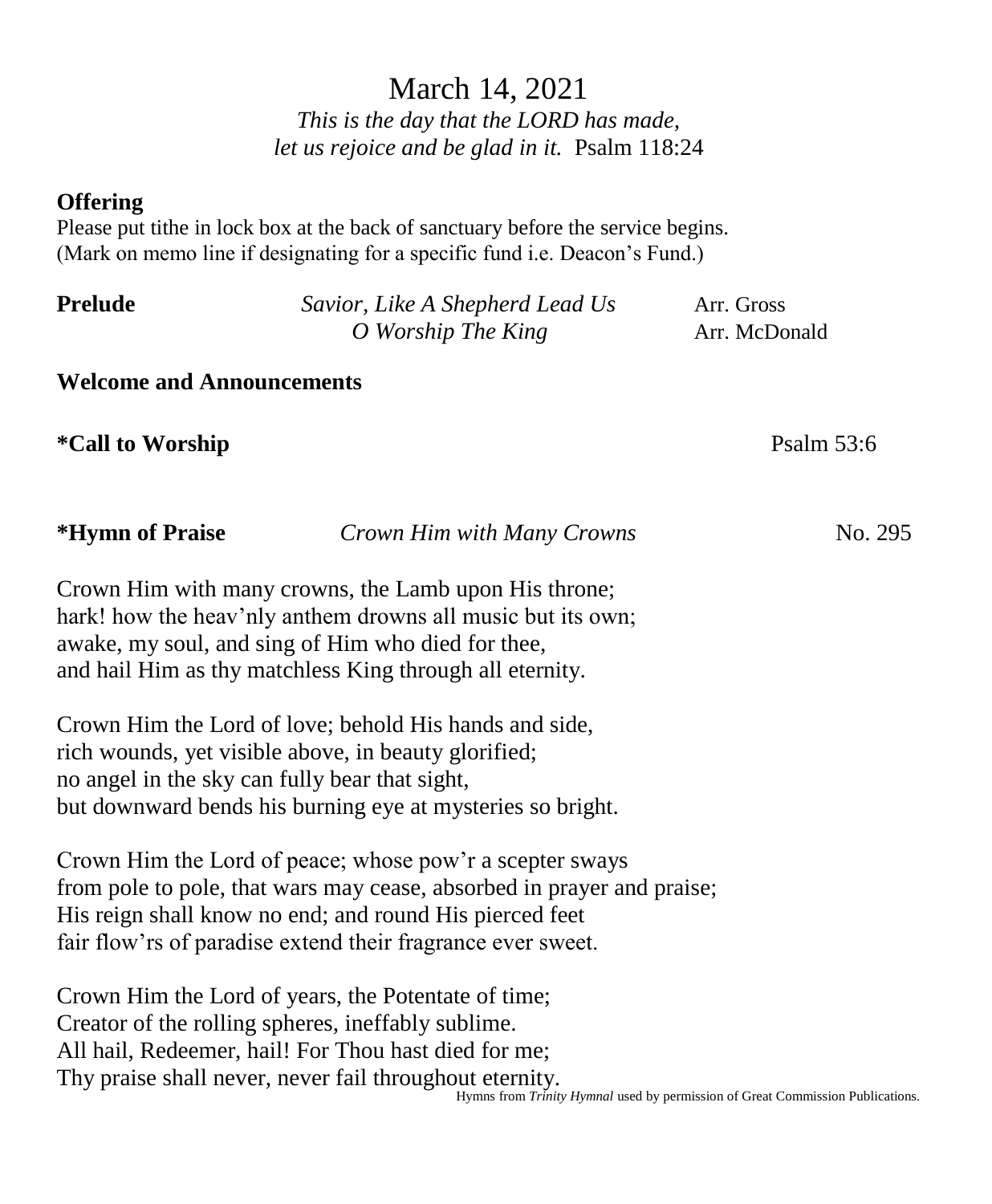# March 14, 2021

*This is the day that the LORD has made,*
*let us rejoice and be glad in it.* Psalm 118:24

**Offering**
Please put tithe in lock box at the back of sanctuary before the service begins.
(Mark on memo line if designating for a specific fund i.e. Deacon's Fund.)

**Prelude** *Savior, Like A Shepherd Lead Us* Arr. Gross
*O Worship The King* Arr. McDonald

**Welcome and Announcements**

**\*Call to Worship** Psalm 53:6

**\*Hymn of Praise** *Crown Him with Many Crowns* No. 295

Crown Him with many crowns, the Lamb upon His throne;
hark! how the heav'nly anthem drowns all music but its own;
awake, my soul, and sing of Him who died for thee,
and hail Him as thy matchless King through all eternity.

Crown Him the Lord of love; behold His hands and side,
rich wounds, yet visible above, in beauty glorified;
no angel in the sky can fully bear that sight,
but downward bends his burning eye at mysteries so bright.

Crown Him the Lord of peace; whose pow'r a scepter sways
from pole to pole, that wars may cease, absorbed in prayer and praise;
His reign shall know no end; and round His pierced feet
fair flow'rs of paradise extend their fragrance ever sweet.

Crown Him the Lord of years, the Potentate of time;
Creator of the rolling spheres, ineffably sublime.
All hail, Redeemer, hail! For Thou hast died for me;
Thy praise shall never, never fail throughout eternity.

Hymns from *Trinity Hymnal* used by permission of Great Commission Publications.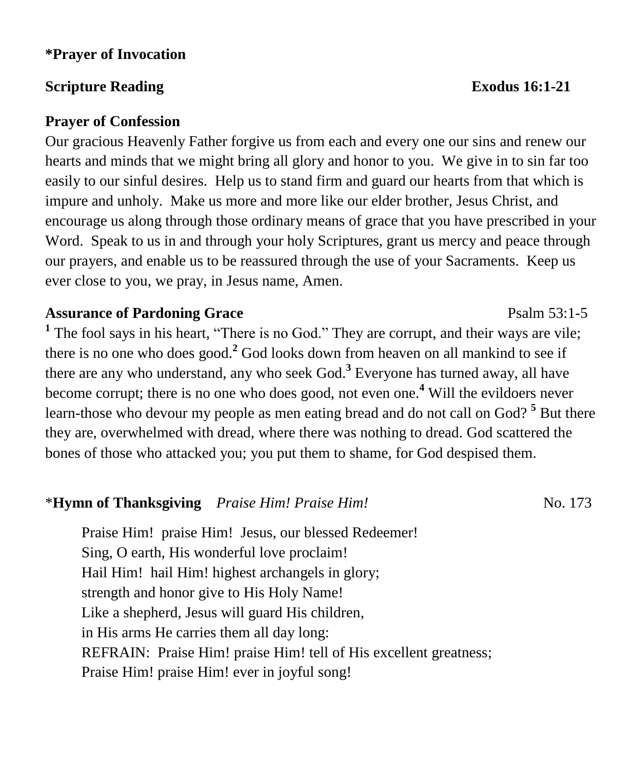**\*Prayer of Invocation**

**Scripture Reading** **Exodus 16:1-21**

**Prayer of Confession**

Our gracious Heavenly Father forgive us from each and every one our sins and renew our hearts and minds that we might bring all glory and honor to you. We give in to sin far too easily to our sinful desires. Help us to stand firm and guard our hearts from that which is impure and unholy. Make us more and more like our elder brother, Jesus Christ, and encourage us along through those ordinary means of grace that you have prescribed in your Word. Speak to us in and through your holy Scriptures, grant us mercy and peace through our prayers, and enable us to be reassured through the use of your Sacraments. Keep us ever close to you, we pray, in Jesus name, Amen.

**Assurance of Pardoning Grace** Psalm 53:1-5

**1** The fool says in his heart, "There is no God." They are corrupt, and their ways are vile; there is no one who does good.**2** God looks down from heaven on all mankind to see if there are any who understand, any who seek God.**3** Everyone has turned away, all have become corrupt; there is no one who does good, not even one.**4** Will the evildoers never learn-those who devour my people as men eating bread and do not call on God? **5** But there they are, overwhelmed with dread, where there was nothing to dread. God scattered the bones of those who attacked you; you put them to shame, for God despised them.

\***Hymn of Thanksgiving** *Praise Him! Praise Him!* No. 173

Praise Him! praise Him! Jesus, our blessed Redeemer!
Sing, O earth, His wonderful love proclaim!
Hail Him! hail Him! highest archangels in glory;
strength and honor give to His Holy Name!
Like a shepherd, Jesus will guard His children,
in His arms He carries them all day long:
REFRAIN: Praise Him! praise Him! tell of His excellent greatness;
Praise Him! praise Him! ever in joyful song!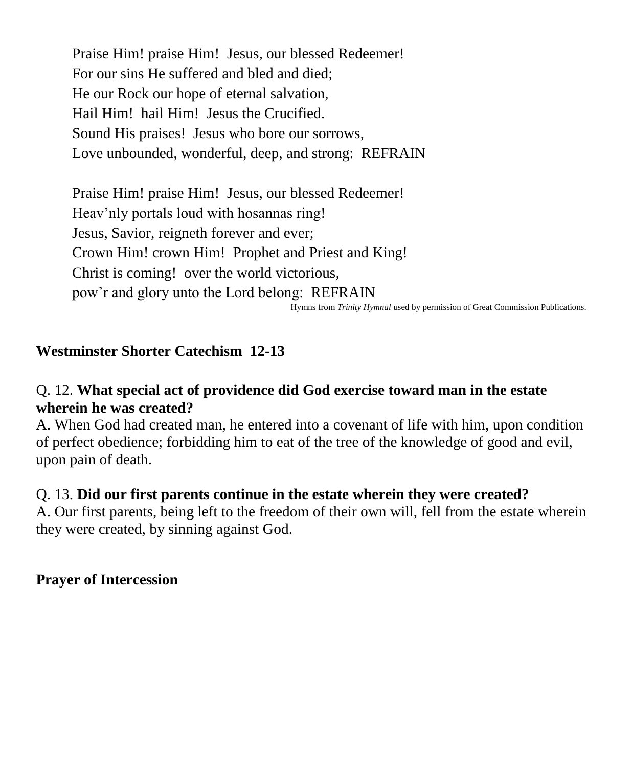Praise Him! praise Him! Jesus, our blessed Redeemer!  
For our sins He suffered and bled and died;  
He our Rock our hope of eternal salvation,  
Hail Him! hail Him! Jesus the Crucified.  
Sound His praises! Jesus who bore our sorrows,  
Love unbounded, wonderful, deep, and strong: REFRAIN

Praise Him! praise Him! Jesus, our blessed Redeemer!  
Heav'nly portals loud with hosannas ring!  
Jesus, Savior, reigneth forever and ever;  
Crown Him! crown Him! Prophet and Priest and King!  
Christ is coming! over the world victorious,  
pow'r and glory unto the Lord belong: REFRAIN

Hymns from *Trinity Hymnal* used by permission of Great Commission Publications.

**Westminster Shorter Catechism 12-13**

Q. 12. **What special act of providence did God exercise toward man in the estate wherein he was created?**  
A. When God had created man, he entered into a covenant of life with him, upon condition of perfect obedience; forbidding him to eat of the tree of the knowledge of good and evil, upon pain of death.

Q. 13. **Did our first parents continue in the estate wherein they were created?**  
A. Our first parents, being left to the freedom of their own will, fell from the estate wherein they were created, by sinning against God.

**Prayer of Intercession**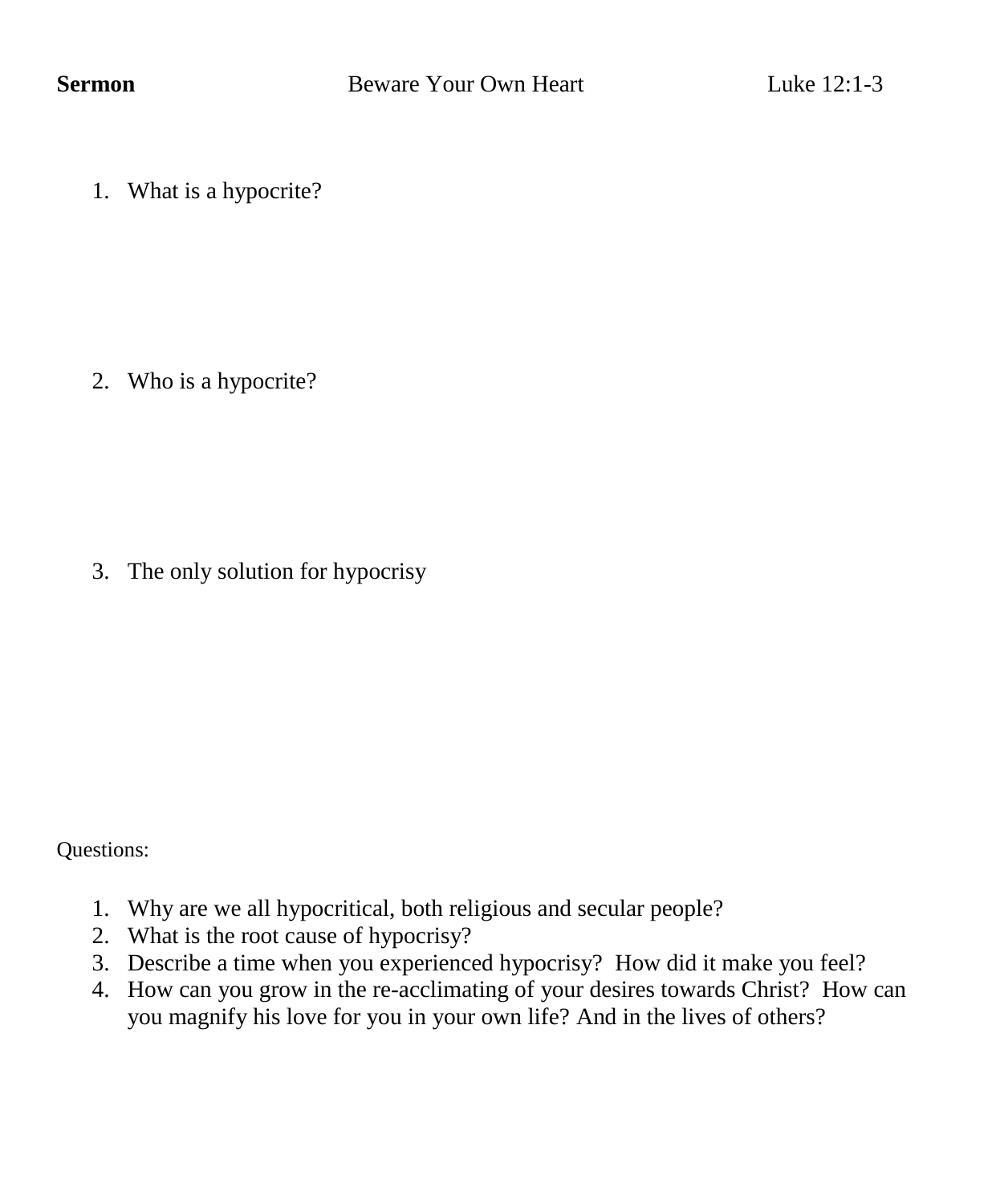**Sermon** Beware Your Own Heart Luke 12:1-3

1. What is a hypocrite?

2. Who is a hypocrite?

3. The only solution for hypocrisy

Questions:

1. Why are we all hypocritical, both religious and secular people?
2. What is the root cause of hypocrisy?
3. Describe a time when you experienced hypocrisy? How did it make you feel?
4. How can you grow in the re-acclimating of your desires towards Christ? How can you magnify his love for you in your own life? And in the lives of others?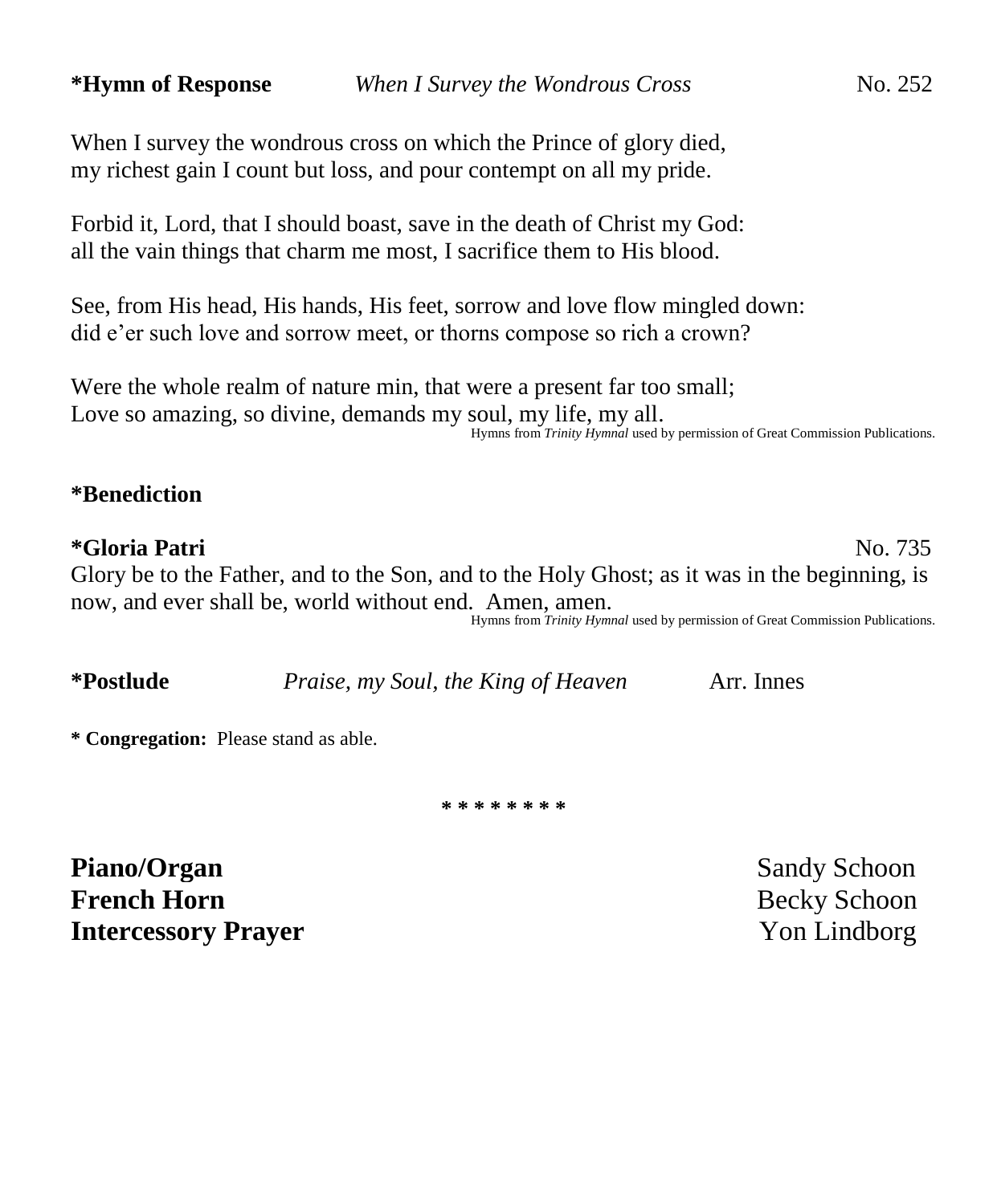**\*Hymn of Response** *When I Survey the Wondrous Cross* No. 252

When I survey the wondrous cross on which the Prince of glory died,
my richest gain I count but loss, and pour contempt on all my pride.

Forbid it, Lord, that I should boast, save in the death of Christ my God:
all the vain things that charm me most, I sacrifice them to His blood.

See, from His head, His hands, His feet, sorrow and love flow mingled down:
did e'er such love and sorrow meet, or thorns compose so rich a crown?

Were the whole realm of nature min, that were a present far too small;
Love so amazing, so divine, demands my soul, my life, my all.

Hymns from *Trinity Hymnal* used by permission of Great Commission Publications.

**\*Benediction**

**\*Gloria Patri** No. 735

Glory be to the Father, and to the Son, and to the Holy Ghost; as it was in the beginning, is now, and ever shall be, world without end. Amen, amen.

Hymns from *Trinity Hymnal* used by permission of Great Commission Publications.

**\*Postlude** *Praise, my Soul, the King of Heaven* Arr. Innes

**\* Congregation:** Please stand as able.

\* \* \* \* \* \* \* \*

**Piano/Organ** Sandy Schoon
**French Horn** Becky Schoon
**Intercessory Prayer** Yon Lindborg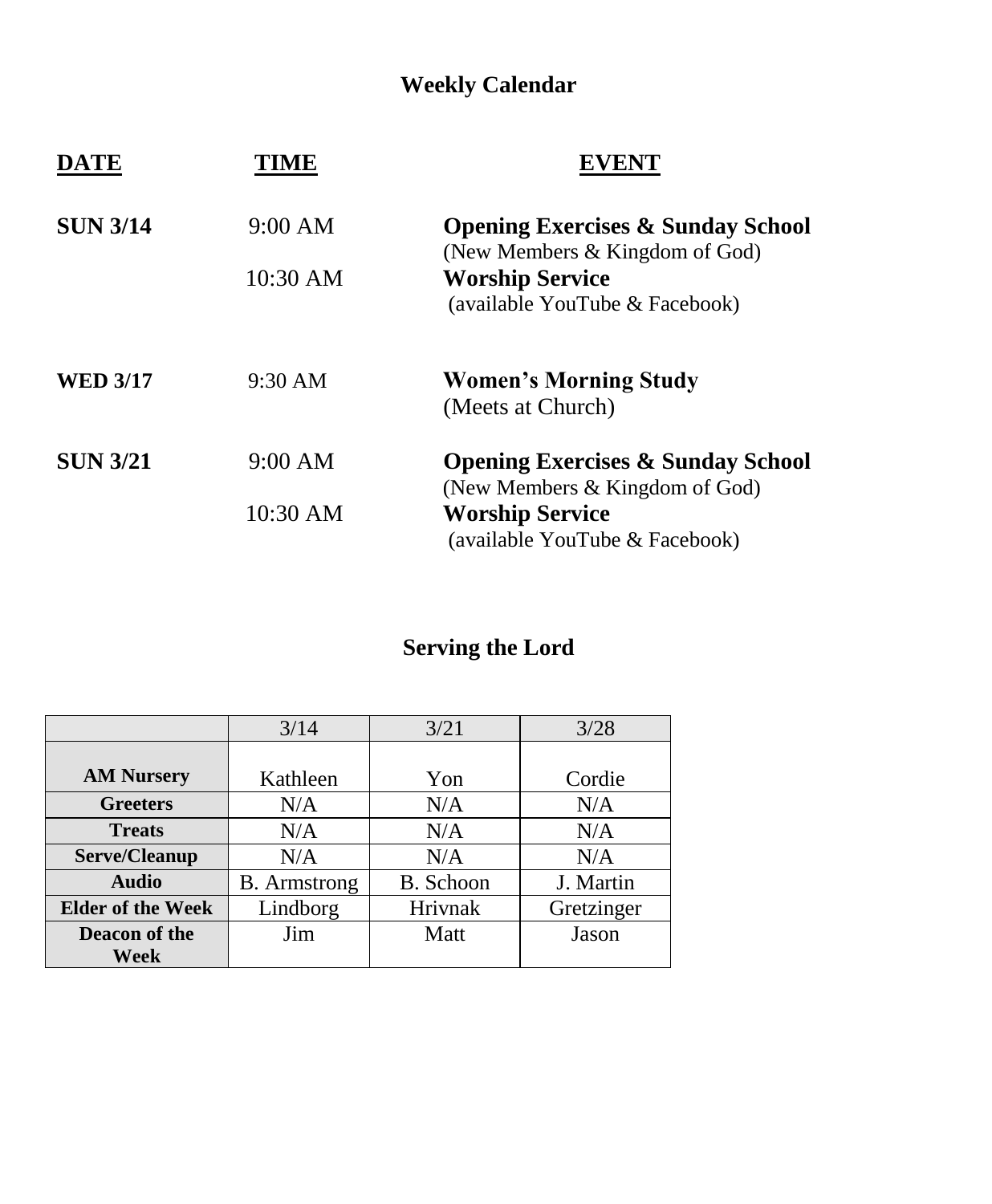## Weekly Calendar

| DATE | TIME | EVENT |
|---|---|---|
| **SUN 3/14** | 9:00 AM | **Opening Exercises & Sunday School** (New Members & Kingdom of God) |
| | 10:30 AM | **Worship Service** (available YouTube & Facebook) |
| **WED 3/17** | 9:30 AM | **Women's Morning Study** (Meets at Church) |
| **SUN 3/21** | 9:00 AM | **Opening Exercises & Sunday School** (New Members & Kingdom of God) |
| | 10:30 AM | **Worship Service** (available YouTube & Facebook) |

## Serving the Lord

| | 3/14 | 3/21 | 3/28 |
|---|---|---|---|
| **AM Nursery** | Kathleen | Yon | Cordie |
| **Greeters** | N/A | N/A | N/A |
| **Treats** | N/A | N/A | N/A |
| **Serve/Cleanup** | N/A | N/A | N/A |
| **Audio** | B. Armstrong | B. Schoon | J. Martin |
| **Elder of the Week** | Lindborg | Hrivnak | Gretzinger |
| **Deacon of the Week** | Jim | Matt | Jason |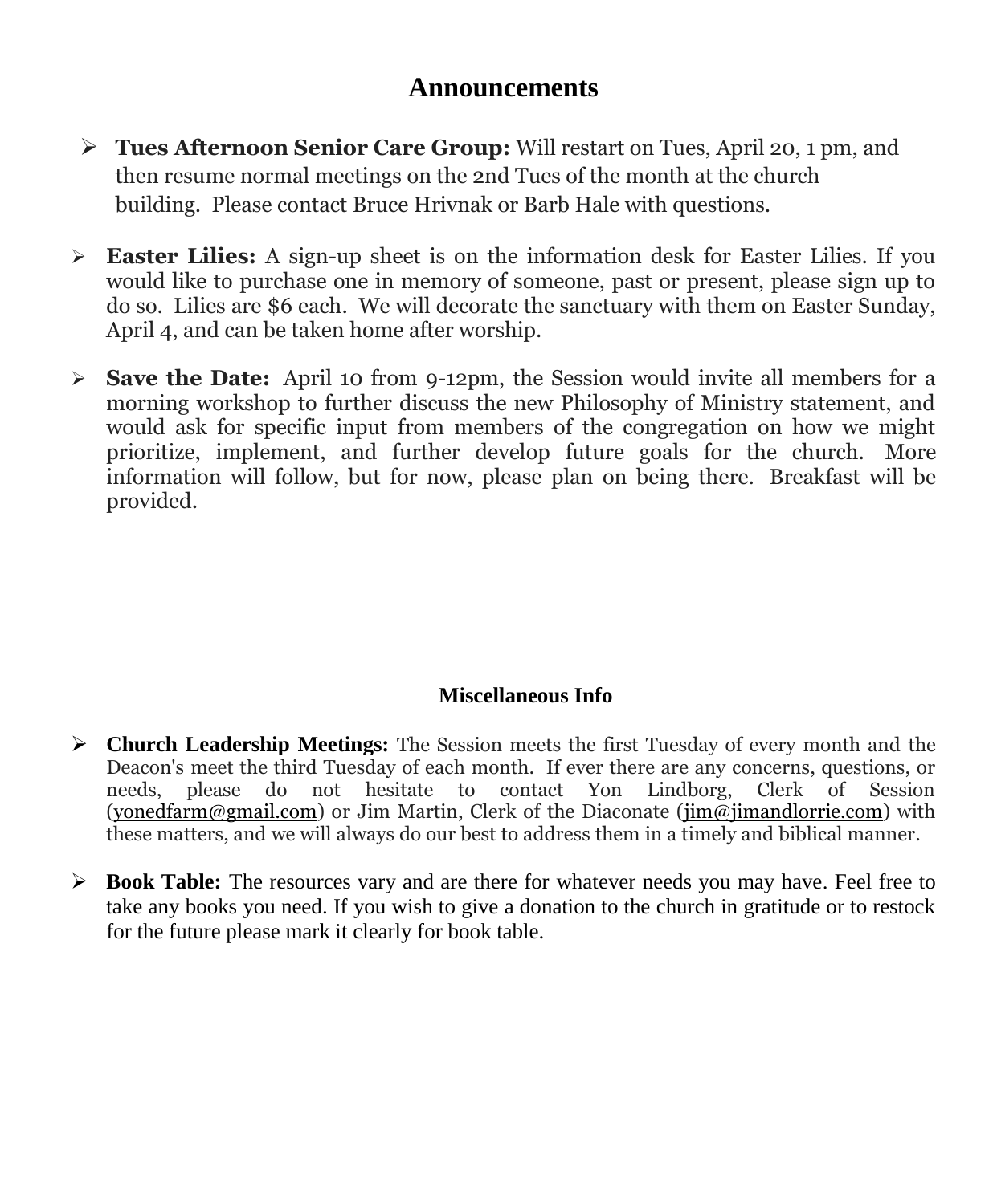# Announcements

- **Tues Afternoon Senior Care Group:** Will restart on Tues, April 20, 1 pm, and then resume normal meetings on the 2nd Tues of the month at the church building. Please contact Bruce Hrivnak or Barb Hale with questions.

- **Easter Lilies:** A sign-up sheet is on the information desk for Easter Lilies. If you would like to purchase one in memory of someone, past or present, please sign up to do so. Lilies are $6 each. We will decorate the sanctuary with them on Easter Sunday, April 4, and can be taken home after worship.

- **Save the Date:** April 10 from 9-12pm, the Session would invite all members for a morning workshop to further discuss the new Philosophy of Ministry statement, and would ask for specific input from members of the congregation on how we might prioritize, implement, and further develop future goals for the church. More information will follow, but for now, please plan on being there. Breakfast will be provided.

## Miscellaneous Info

- **Church Leadership Meetings:** The Session meets the first Tuesday of every month and the Deacon's meet the third Tuesday of each month. If ever there are any concerns, questions, or needs, please do not hesitate to contact Yon Lindborg, Clerk of Session (yonedfarm@gmail.com) or Jim Martin, Clerk of the Diaconate (jim@jimandlorrie.com) with these matters, and we will always do our best to address them in a timely and biblical manner.

- **Book Table:** The resources vary and are there for whatever needs you may have. Feel free to take any books you need. If you wish to give a donation to the church in gratitude or to restock for the future please mark it clearly for book table.